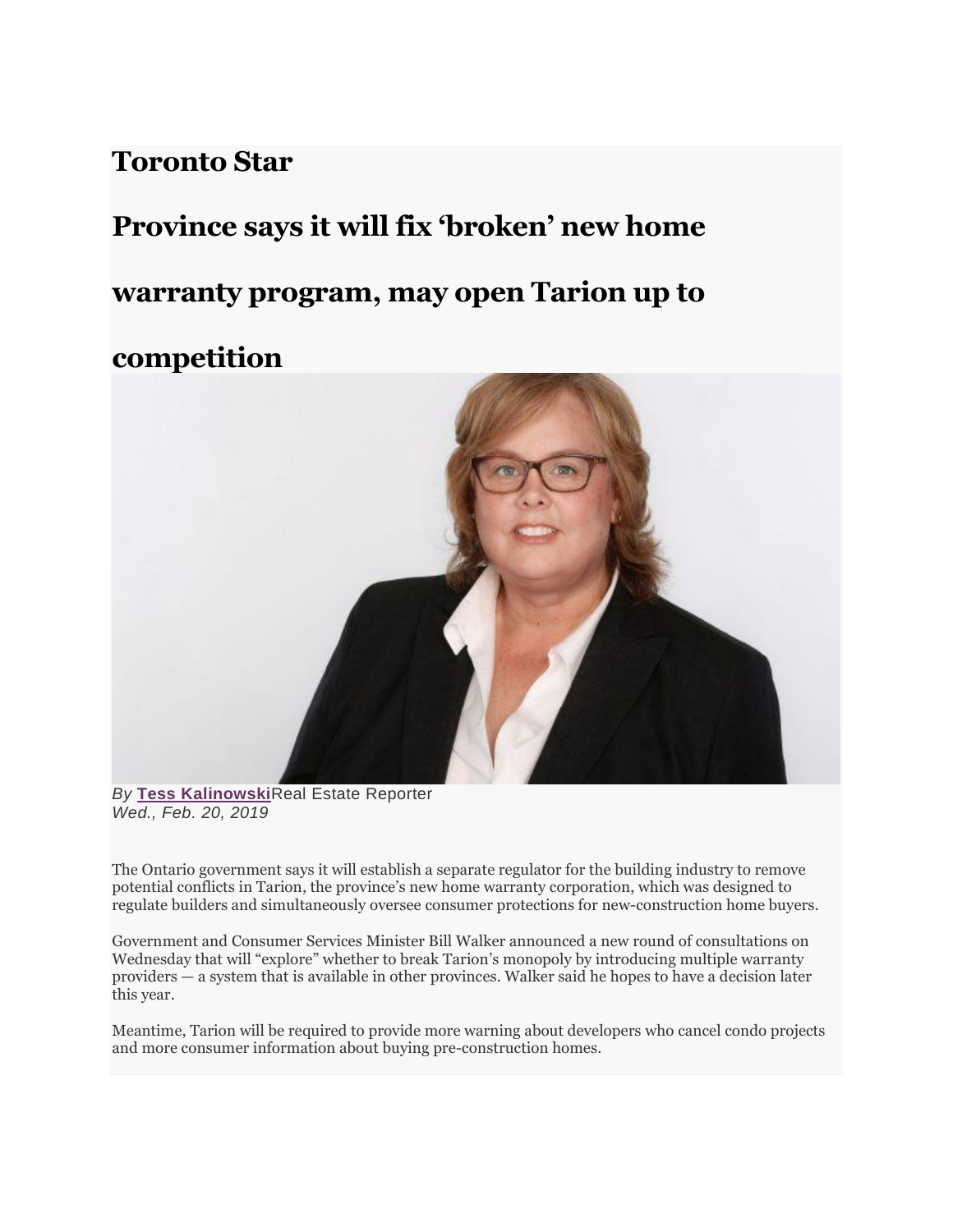# Toronto Star

## Province says it will fix 'broken' new home warranty program, may open Tarion up to competition

*By* **Tess Kalinowski** Real Estate Reporter
*Wed., Feb. 20, 2019*

The Ontario government says it will establish a separate regulator for the building industry to remove potential conflicts in Tarion, the province's new home warranty corporation, which was designed to regulate builders and simultaneously oversee consumer protections for new-construction home buyers.

Government and Consumer Services Minister Bill Walker announced a new round of consultations on Wednesday that will "explore" whether to break Tarion's monopoly by introducing multiple warranty providers — a system that is available in other provinces. Walker said he hopes to have a decision later this year.

Meantime, Tarion will be required to provide more warning about developers who cancel condo projects and more consumer information about buying pre-construction homes.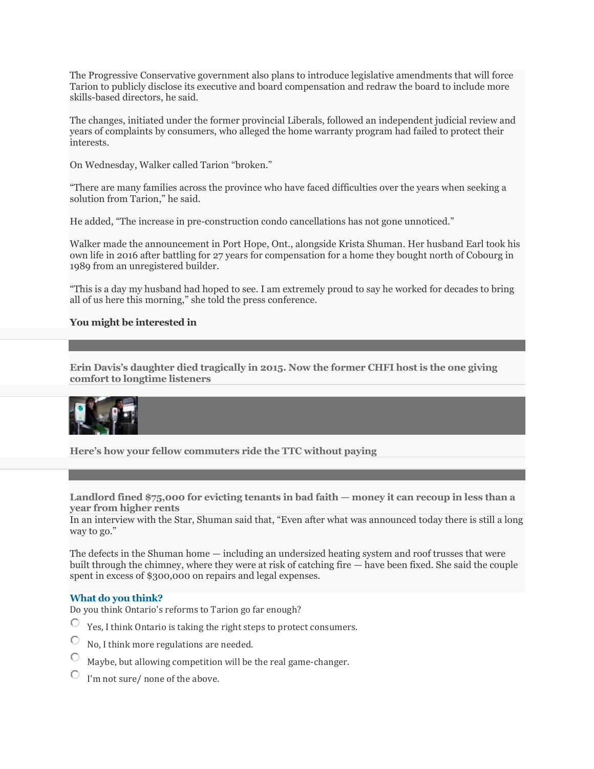The Progressive Conservative government also plans to introduce legislative amendments that will force Tarion to publicly disclose its executive and board compensation and redraw the board to include more skills-based directors, he said.

The changes, initiated under the former provincial Liberals, followed an independent judicial review and years of complaints by consumers, who alleged the home warranty program had failed to protect their interests.

On Wednesday, Walker called Tarion "broken."

"There are many families across the province who have faced difficulties over the years when seeking a solution from Tarion," he said.

He added, "The increase in pre-construction condo cancellations has not gone unnoticed."

Walker made the announcement in Port Hope, Ont., alongside Krista Shuman. Her husband Earl took his own life in 2016 after battling for 27 years for compensation for a home they bought north of Cobourg in 1989 from an unregistered builder.

"This is a day my husband had hoped to see. I am extremely proud to say he worked for decades to bring all of us here this morning," she told the press conference.

**You might be interested in**

**Erin Davis's daughter died tragically in 2015. Now the former CHFI host is the one giving comfort to longtime listeners**

**Here's how your fellow commuters ride the TTC without paying**

**Landlord fined $75,000 for evicting tenants in bad faith — money it can recoup in less than a year from higher rents**

In an interview with the Star, Shuman said that, "Even after what was announced today there is still a long way to go."

The defects in the Shuman home — including an undersized heating system and roof trusses that were built through the chimney, where they were at risk of catching fire — have been fixed. She said the couple spent in excess of $300,000 on repairs and legal expenses.

**What do you think?**

Do you think Ontario's reforms to Tarion go far enough?

- Yes, I think Ontario is taking the right steps to protect consumers.
- No, I think more regulations are needed.
- Maybe, but allowing competition will be the real game-changer.
- I'm not sure/ none of the above.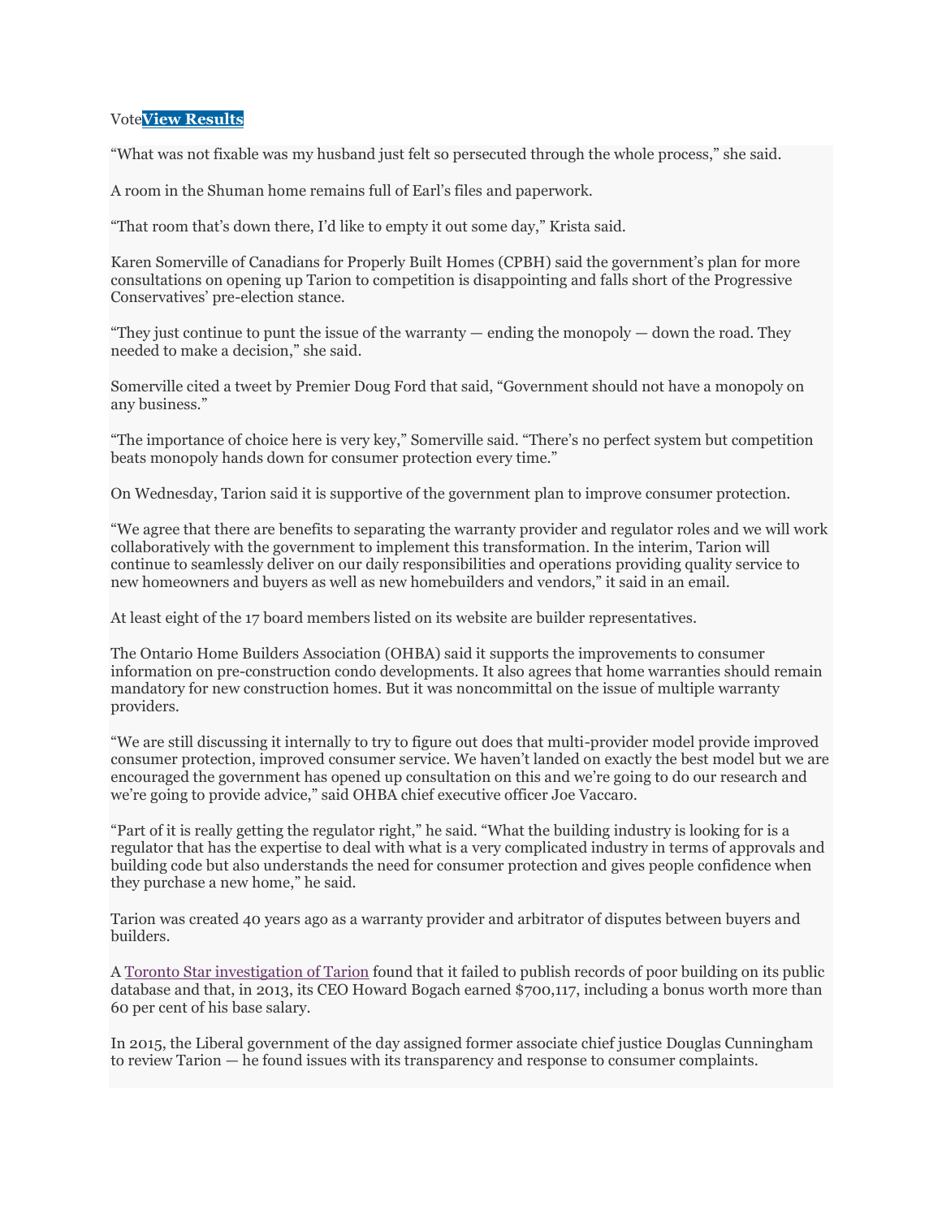Vote**[View Results]**

"What was not fixable was my husband just felt so persecuted through the whole process," she said.

A room in the Shuman home remains full of Earl's files and paperwork.

"That room that's down there, I'd like to empty it out some day," Krista said.

Karen Somerville of Canadians for Properly Built Homes (CPBH) said the government's plan for more consultations on opening up Tarion to competition is disappointing and falls short of the Progressive Conservatives' pre-election stance.

"They just continue to punt the issue of the warranty — ending the monopoly — down the road. They needed to make a decision," she said.

Somerville cited a tweet by Premier Doug Ford that said, "Government should not have a monopoly on any business."

"The importance of choice here is very key," Somerville said. "There's no perfect system but competition beats monopoly hands down for consumer protection every time."

On Wednesday, Tarion said it is supportive of the government plan to improve consumer protection.

"We agree that there are benefits to separating the warranty provider and regulator roles and we will work collaboratively with the government to implement this transformation. In the interim, Tarion will continue to seamlessly deliver on our daily responsibilities and operations providing quality service to new homeowners and buyers as well as new homebuilders and vendors," it said in an email.

At least eight of the 17 board members listed on its website are builder representatives.

The Ontario Home Builders Association (OHBA) said it supports the improvements to consumer information on pre-construction condo developments. It also agrees that home warranties should remain mandatory for new construction homes. But it was noncommittal on the issue of multiple warranty providers.

"We are still discussing it internally to try to figure out does that multi-provider model provide improved consumer protection, improved consumer service. We haven't landed on exactly the best model but we are encouraged the government has opened up consultation on this and we're going to do our research and we're going to provide advice," said OHBA chief executive officer Joe Vaccaro.

"Part of it is really getting the regulator right," he said. "What the building industry is looking for is a regulator that has the expertise to deal with what is a very complicated industry in terms of approvals and building code but also understands the need for consumer protection and gives people confidence when they purchase a new home," he said.

Tarion was created 40 years ago as a warranty provider and arbitrator of disputes between buyers and builders.

A [Toronto Star investigation of Tarion] found that it failed to publish records of poor building on its public database and that, in 2013, its CEO Howard Bogach earned $700,117, including a bonus worth more than 60 per cent of his base salary.

In 2015, the Liberal government of the day assigned former associate chief justice Douglas Cunningham to review Tarion — he found issues with its transparency and response to consumer complaints.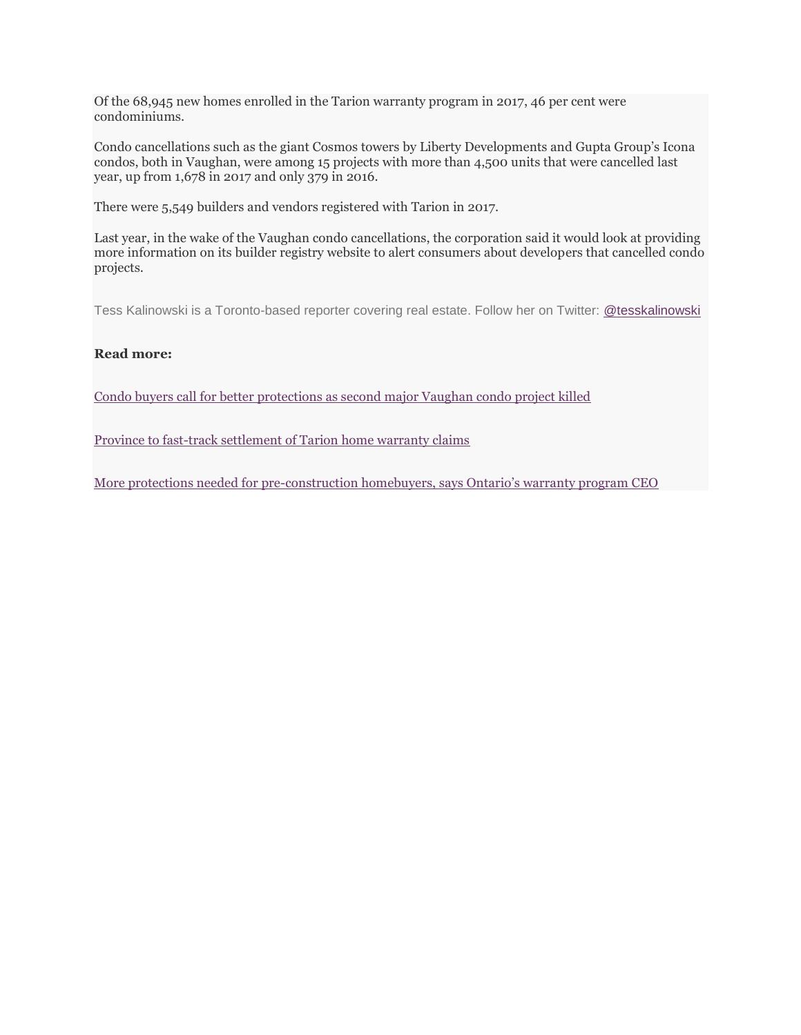Of the 68,945 new homes enrolled in the Tarion warranty program in 2017, 46 per cent were condominiums.

Condo cancellations such as the giant Cosmos towers by Liberty Developments and Gupta Group's Icona condos, both in Vaughan, were among 15 projects with more than 4,500 units that were cancelled last year, up from 1,678 in 2017 and only 379 in 2016.

There were 5,549 builders and vendors registered with Tarion in 2017.

Last year, in the wake of the Vaughan condo cancellations, the corporation said it would look at providing more information on its builder registry website to alert consumers about developers that cancelled condo projects.

Tess Kalinowski is a Toronto-based reporter covering real estate. Follow her on Twitter: @tesskalinowski

**Read more:**

Condo buyers call for better protections as second major Vaughan condo project killed

Province to fast-track settlement of Tarion home warranty claims

More protections needed for pre-construction homebuyers, says Ontario's warranty program CEO